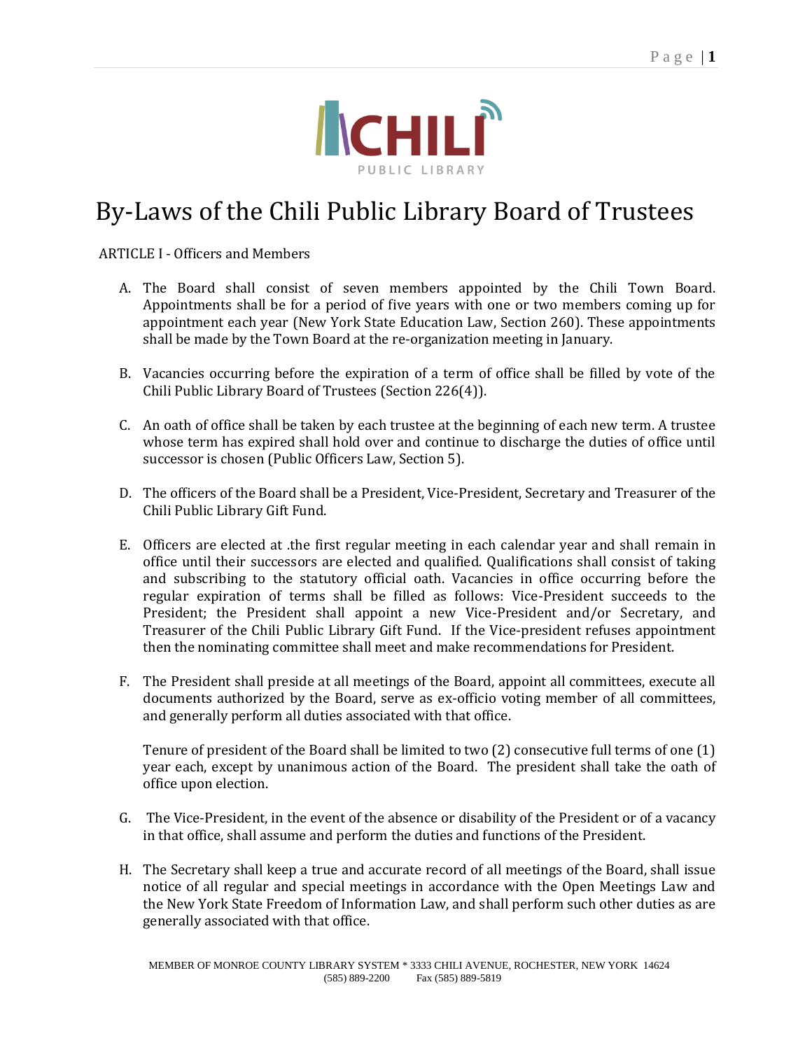# By-Laws of the Chili Public Library Board of Trustees

ARTICLE I - Officers and Members

A. The Board shall consist of seven members appointed by the Chili Town Board. Appointments shall be for a period of five years with one or two members coming up for appointment each year (New York State Education Law, Section 260). These appointments shall be made by the Town Board at the re-organization meeting in January.

B. Vacancies occurring before the expiration of a term of office shall be filled by vote of the Chili Public Library Board of Trustees (Section 226(4)).

C. An oath of office shall be taken by each trustee at the beginning of each new term. A trustee whose term has expired shall hold over and continue to discharge the duties of office until successor is chosen (Public Officers Law, Section 5).

D. The officers of the Board shall be a President, Vice-President, Secretary and Treasurer of the Chili Public Library Gift Fund.

E. Officers are elected at .the first regular meeting in each calendar year and shall remain in office until their successors are elected and qualified. Qualifications shall consist of taking and subscribing to the statutory official oath. Vacancies in office occurring before the regular expiration of terms shall be filled as follows: Vice-President succeeds to the President; the President shall appoint a new Vice-President and/or Secretary, and Treasurer of the Chili Public Library Gift Fund. If the Vice-president refuses appointment then the nominating committee shall meet and make recommendations for President.

F. The President shall preside at all meetings of the Board, appoint all committees, execute all documents authorized by the Board, serve as ex-officio voting member of all committees, and generally perform all duties associated with that office.

   Tenure of president of the Board shall be limited to two (2) consecutive full terms of one (1) year each, except by unanimous action of the Board. The president shall take the oath of office upon election.

G. The Vice-President, in the event of the absence or disability of the President or of a vacancy in that office, shall assume and perform the duties and functions of the President.

H. The Secretary shall keep a true and accurate record of all meetings of the Board, shall issue notice of all regular and special meetings in accordance with the Open Meetings Law and the New York State Freedom of Information Law, and shall perform such other duties as are generally associated with that office.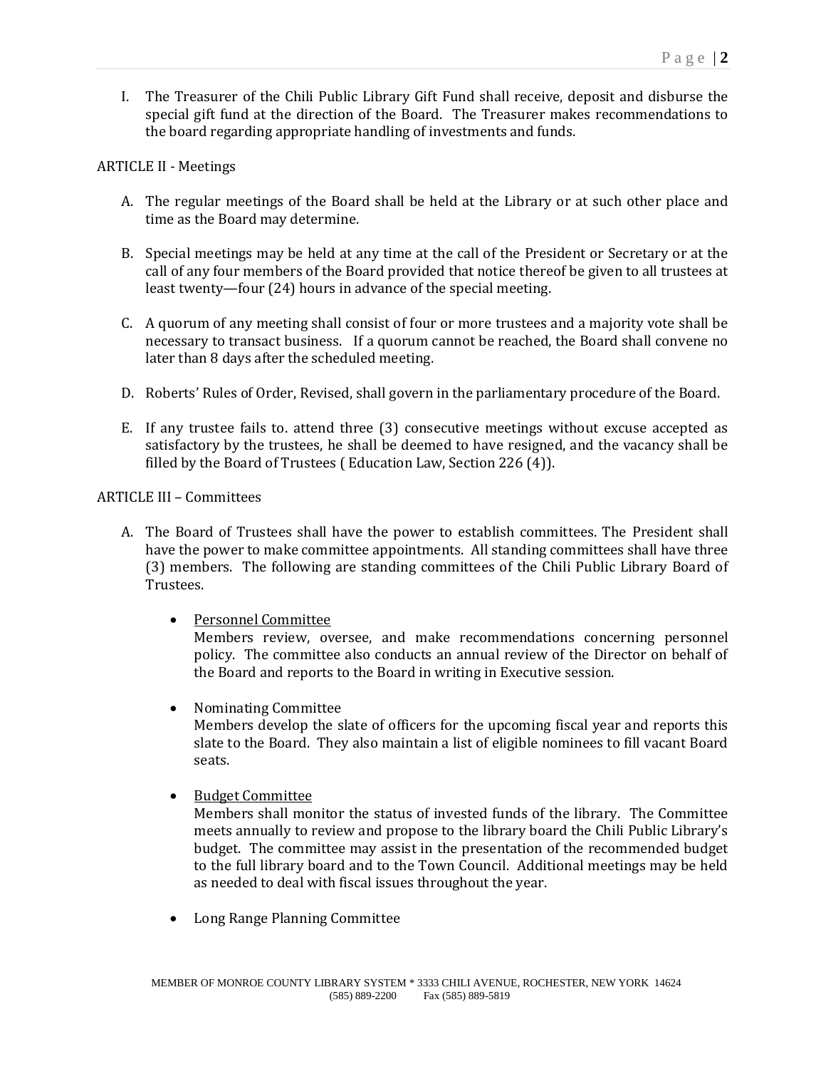I. The Treasurer of the Chili Public Library Gift Fund shall receive, deposit and disburse the special gift fund at the direction of the Board. The Treasurer makes recommendations to the board regarding appropriate handling of investments and funds.

ARTICLE II - Meetings

A. The regular meetings of the Board shall be held at the Library or at such other place and time as the Board may determine.

B. Special meetings may be held at any time at the call of the President or Secretary or at the call of any four members of the Board provided that notice thereof be given to all trustees at least twenty—four (24) hours in advance of the special meeting.

C. A quorum of any meeting shall consist of four or more trustees and a majority vote shall be necessary to transact business. If a quorum cannot be reached, the Board shall convene no later than 8 days after the scheduled meeting.

D. Roberts' Rules of Order, Revised, shall govern in the parliamentary procedure of the Board.

E. If any trustee fails to. attend three (3) consecutive meetings without excuse accepted as satisfactory by the trustees, he shall be deemed to have resigned, and the vacancy shall be filled by the Board of Trustees ( Education Law, Section 226 (4)).

ARTICLE III – Committees

A. The Board of Trustees shall have the power to establish committees. The President shall have the power to make committee appointments. All standing committees shall have three (3) members. The following are standing committees of the Chili Public Library Board of Trustees.

   - <u>Personnel Committee</u>
     Members review, oversee, and make recommendations concerning personnel policy. The committee also conducts an annual review of the Director on behalf of the Board and reports to the Board in writing in Executive session.

   - Nominating Committee
     Members develop the slate of officers for the upcoming fiscal year and reports this slate to the Board. They also maintain a list of eligible nominees to fill vacant Board seats.

   - <u>Budget Committee</u>
     Members shall monitor the status of invested funds of the library. The Committee meets annually to review and propose to the library board the Chili Public Library's budget. The committee may assist in the presentation of the recommended budget to the full library board and to the Town Council. Additional meetings may be held as needed to deal with fiscal issues throughout the year.

   - Long Range Planning Committee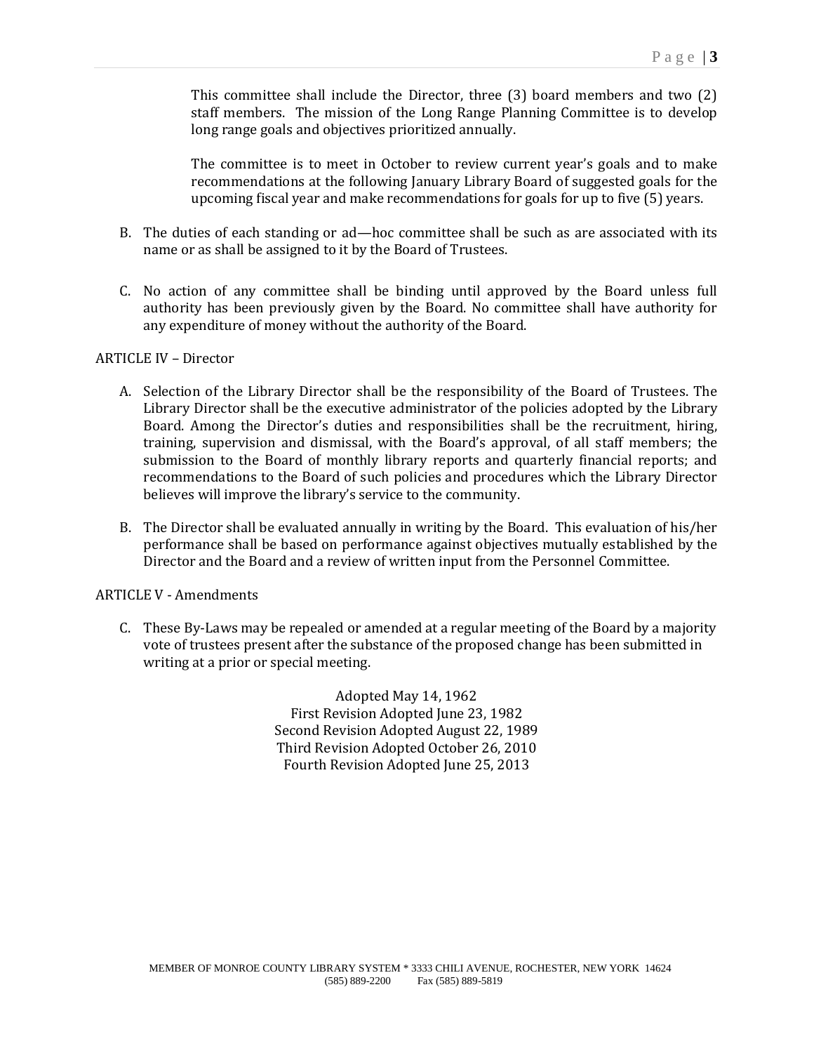This committee shall include the Director, three (3) board members and two (2) staff members. The mission of the Long Range Planning Committee is to develop long range goals and objectives prioritized annually.

The committee is to meet in October to review current year's goals and to make recommendations at the following January Library Board of suggested goals for the upcoming fiscal year and make recommendations for goals for up to five (5) years.

B. The duties of each standing or ad—hoc committee shall be such as are associated with its name or as shall be assigned to it by the Board of Trustees.

C. No action of any committee shall be binding until approved by the Board unless full authority has been previously given by the Board. No committee shall have authority for any expenditure of money without the authority of the Board.

ARTICLE IV – Director

A. Selection of the Library Director shall be the responsibility of the Board of Trustees. The Library Director shall be the executive administrator of the policies adopted by the Library Board. Among the Director's duties and responsibilities shall be the recruitment, hiring, training, supervision and dismissal, with the Board's approval, of all staff members; the submission to the Board of monthly library reports and quarterly financial reports; and recommendations to the Board of such policies and procedures which the Library Director believes will improve the library's service to the community.

B. The Director shall be evaluated annually in writing by the Board. This evaluation of his/her performance shall be based on performance against objectives mutually established by the Director and the Board and a review of written input from the Personnel Committee.

ARTICLE V - Amendments

C. These By-Laws may be repealed or amended at a regular meeting of the Board by a majority vote of trustees present after the substance of the proposed change has been submitted in writing at a prior or special meeting.

Adopted May 14, 1962
First Revision Adopted June 23, 1982
Second Revision Adopted August 22, 1989
Third Revision Adopted October 26, 2010
Fourth Revision Adopted June 25, 2013